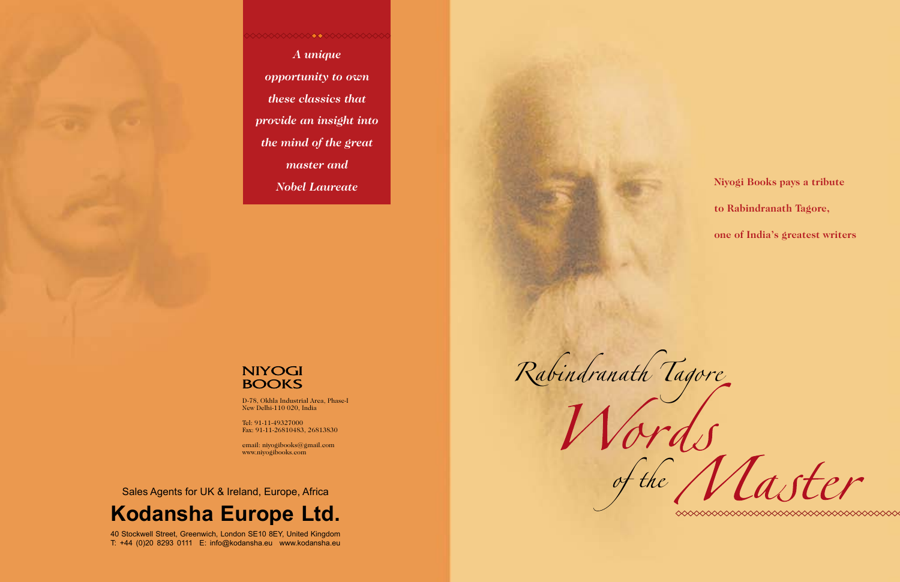*A unique opportunity to own these classics that provide an insight into the mind of the great master and Nobel Laureate*

**NIYOGI BOOKS**

D-78, Okhla Industrial Area, Phase-I
New Delhi-110 020, India

Tel: 91-11-49327000
Fax: 91-11-26810483, 26813830

email: niyogibooks@gmail.com
www.niyogibooks.com

Sales Agents for UK & Ireland, Europe, Africa

## Kodansha Europe Ltd.

40 Stockwell Street, Greenwich, London SE10 8EY, United Kingdom
T: +44 (0)20 8293 0111 E: info@kodansha.eu www.kodansha.eu

**Niyogi Books pays a tribute to Rabindranath Tagore, one of India's greatest writers**

# Rabindranath Tagore

# Words of the Master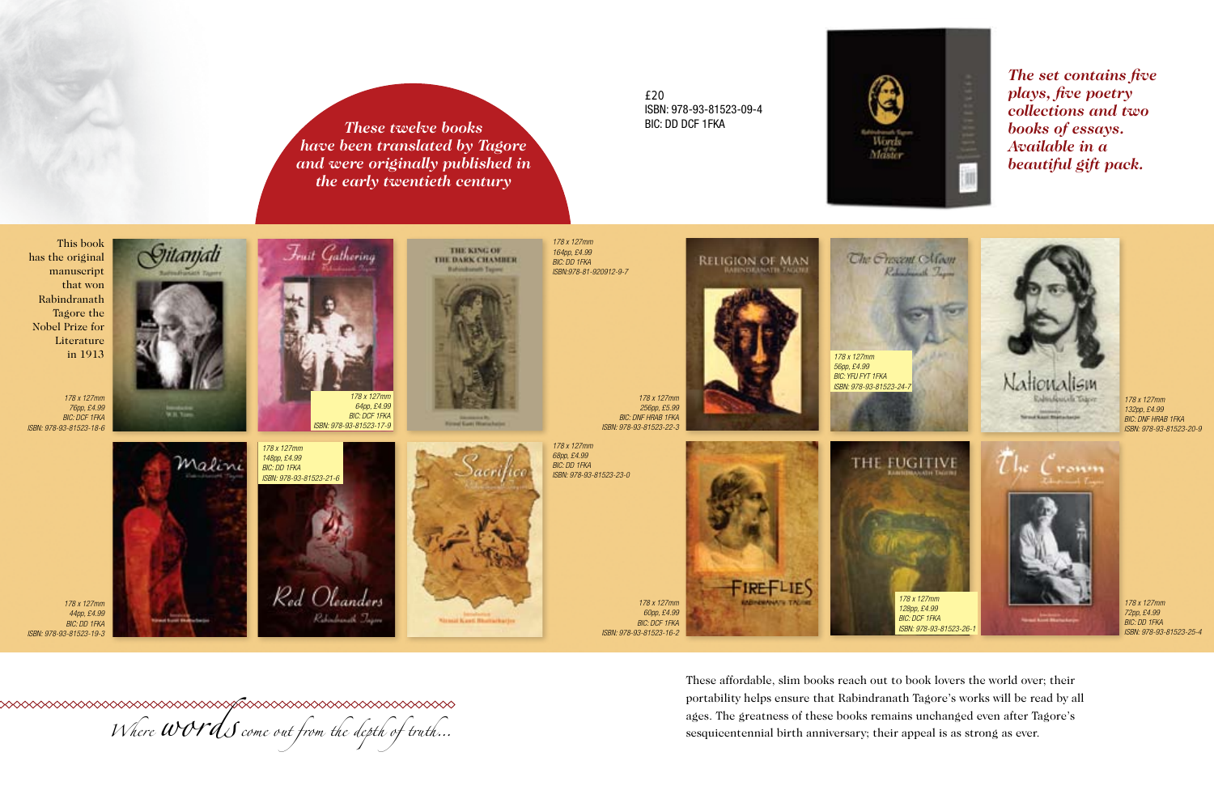*These twelve books have been translated by Tagore and were originally published in the early twentieth century*

£20
ISBN: 978-93-81523-09-4
BIC: DD DCF 1FKA

*The set contains five plays, five poetry collections and two books of essays. Available in a beautiful gift pack.*

This book has the original manuscript that won Rabindranath Tagore the Nobel Prize for Literature in 1913

**Gitanjali**
178 x 127mm
76pp, £4.99
BIC: DCF 1FKA
ISBN: 978-93-81523-18-6

**Fruit Gathering**
178 x 127mm
64pp, £4.99
BIC: DCF 1FKA
ISBN: 978-93-81523-17-9

**The King of the Dark Chamber**
178 x 127mm
164pp, £4.99
BIC: DD 1FKA
ISBN:978-81-920912-9-7

**Religion of Man**
178 x 127mm
256pp, £5.99
BIC: DNF HRAB 1FKA
ISBN: 978-93-81523-22-3

**The Crescent Moon**
178 x 127mm
56pp, £4.99
BIC: YFU FYT 1FKA
ISBN: 978-93-81523-24-7

**Nationalism**
178 x 127mm
132pp, £4.99
BIC: DNF HRAB 1FKA
ISBN: 978-93-81523-20-9

**Malini**
178 x 127mm
44pp, £4.99
BIC: DD 1FKA
ISBN: 978-93-81523-19-3

**Red Oleanders**
178 x 127mm
148pp, £4.99
BIC: DD 1FKA
ISBN: 978-93-81523-21-6

**Sacrifice**
178 x 127mm
68pp, £4.99
BIC: DD 1FKA
ISBN: 978-93-81523-23-0

**Fireflies**
178 x 127mm
60pp, £4.99
BIC: DCF 1FKA
ISBN: 978-93-81523-16-2

**The Fugitive**
178 x 127mm
128pp, £4.99
BIC: DCF 1FKA
ISBN: 978-93-81523-26-1

**The Crown**
178 x 127mm
72pp, £4.99
BIC: DD 1FKA
ISBN: 978-93-81523-25-4

*Where words come out from the depth of truth...*

These affordable, slim books reach out to book lovers the world over; their portability helps ensure that Rabindranath Tagore's works will be read by all ages. The greatness of these books remains unchanged even after Tagore's sesquicentennial birth anniversary; their appeal is as strong as ever.